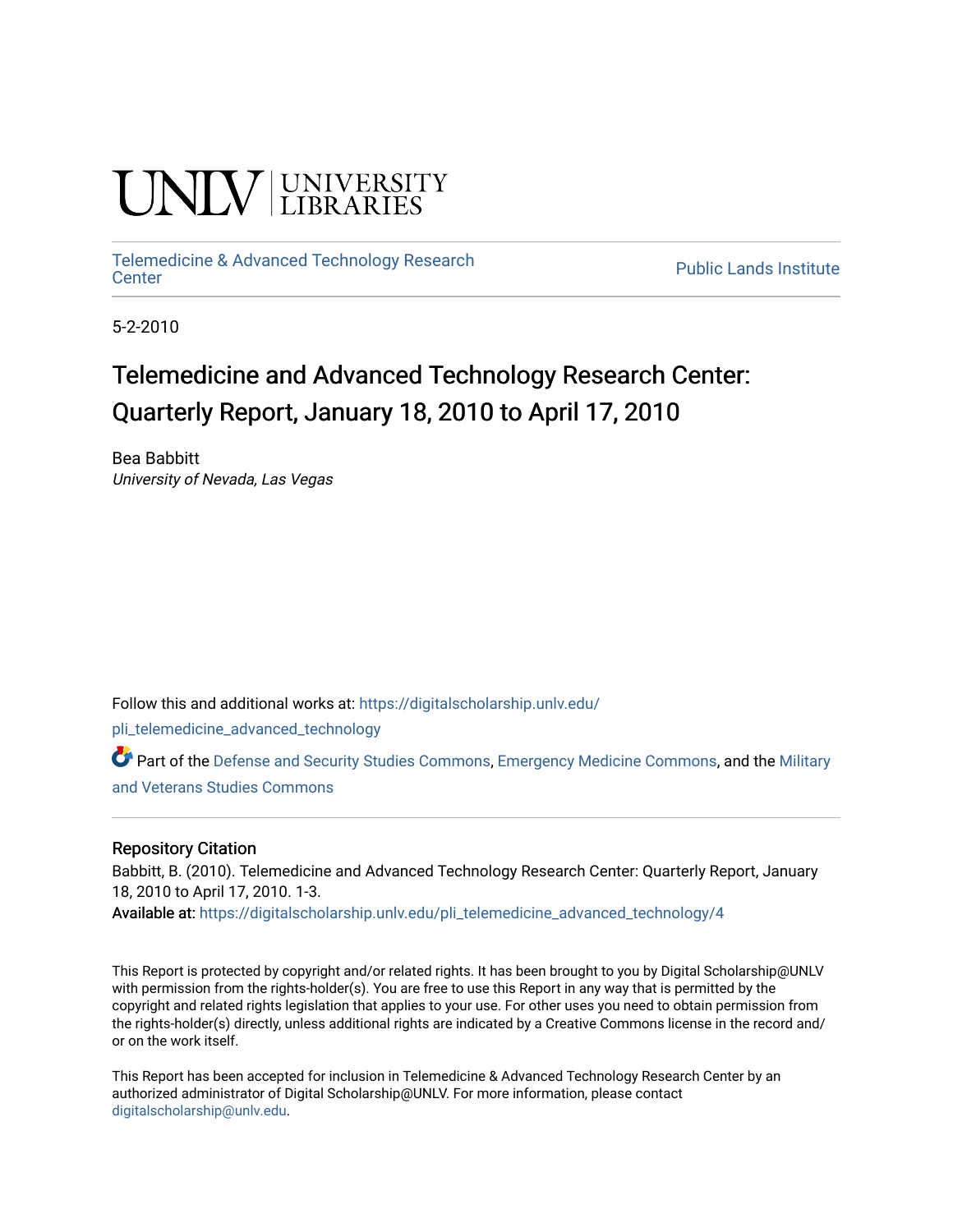UNLV | UNIVERSITY LIBRARIES

Telemedicine & Advanced Technology Research Center | Public Lands Institute

5-2-2010

# Telemedicine and Advanced Technology Research Center: Quarterly Report, January 18, 2010 to April 17, 2010

Bea Babbitt
*University of Nevada, Las Vegas*

Follow this and additional works at: https://digitalscholarship.unlv.edu/pli_telemedicine_advanced_technology

Part of the Defense and Security Studies Commons, Emergency Medicine Commons, and the Military and Veterans Studies Commons

## Repository Citation

Babbitt, B. (2010). Telemedicine and Advanced Technology Research Center: Quarterly Report, January 18, 2010 to April 17, 2010. 1-3.
**Available at:** https://digitalscholarship.unlv.edu/pli_telemedicine_advanced_technology/4

This Report is protected by copyright and/or related rights. It has been brought to you by Digital Scholarship@UNLV with permission from the rights-holder(s). You are free to use this Report in any way that is permitted by the copyright and related rights legislation that applies to your use. For other uses you need to obtain permission from the rights-holder(s) directly, unless additional rights are indicated by a Creative Commons license in the record and/or on the work itself.

This Report has been accepted for inclusion in Telemedicine & Advanced Technology Research Center by an authorized administrator of Digital Scholarship@UNLV. For more information, please contact digitalscholarship@unlv.edu.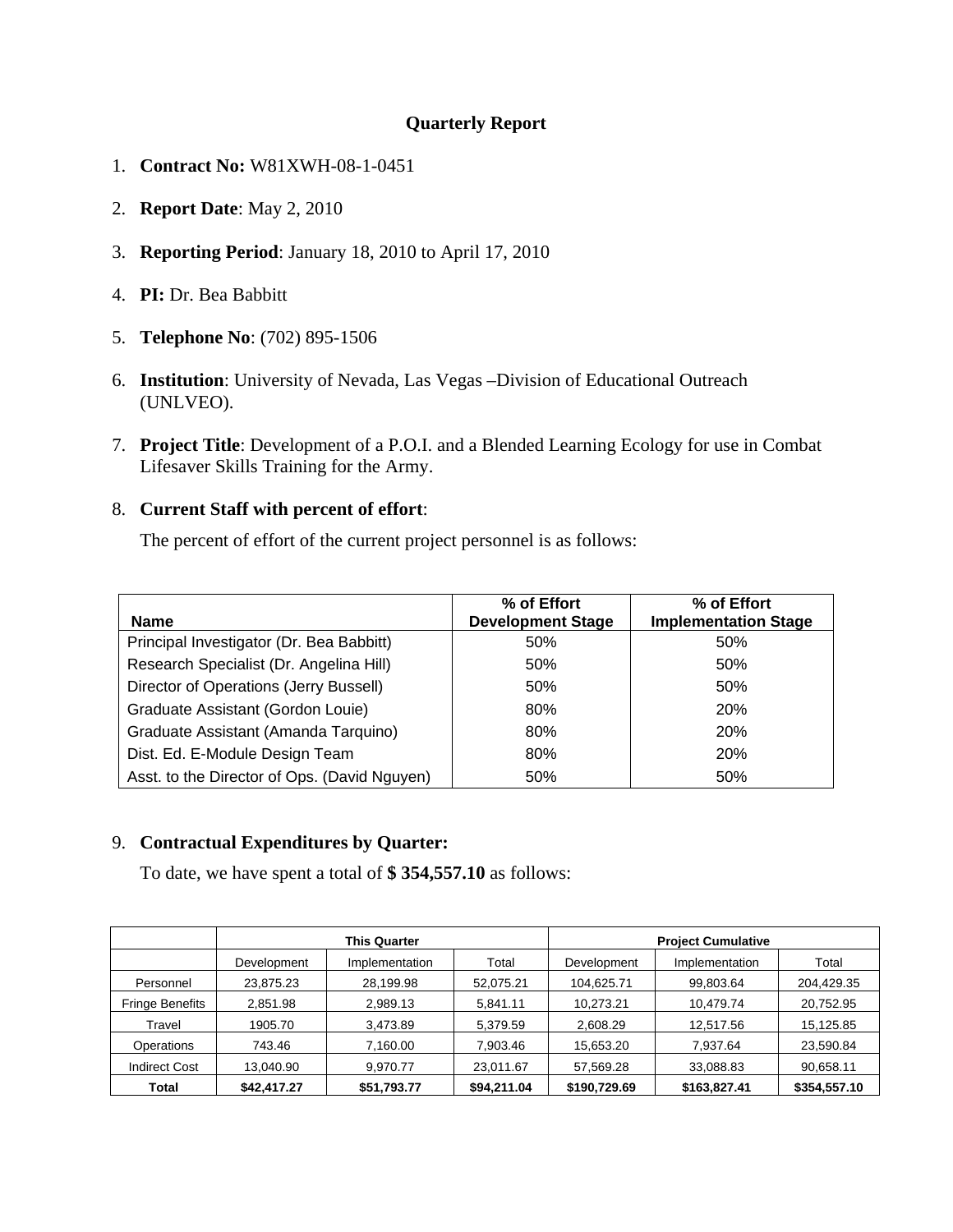**Quarterly Report**

1. **Contract No:** W81XWH-08-1-0451

2. **Report Date**: May 2, 2010

3. **Reporting Period**: January 18, 2010 to April 17, 2010

4. **PI:** Dr. Bea Babbitt

5. **Telephone No**: (702) 895-1506

6. **Institution**: University of Nevada, Las Vegas –Division of Educational Outreach (UNLVEO).

7. **Project Title**: Development of a P.O.I. and a Blended Learning Ecology for use in Combat Lifesaver Skills Training for the Army.

8. **Current Staff with percent of effort**:

   The percent of effort of the current project personnel is as follows:

| Name | % of Effort Development Stage | % of Effort Implementation Stage |
|---|---|---|
| Principal Investigator (Dr. Bea Babbitt) | 50% | 50% |
| Research Specialist (Dr. Angelina Hill) | 50% | 50% |
| Director of Operations (Jerry Bussell) | 50% | 50% |
| Graduate Assistant (Gordon Louie) | 80% | 20% |
| Graduate Assistant (Amanda Tarquino) | 80% | 20% |
| Dist. Ed. E-Module Design Team | 80% | 20% |
| Asst. to the Director of Ops. (David Nguyen) | 50% | 50% |

9. **Contractual Expenditures by Quarter:**

   To date, we have spent a total of **$ 354,557.10** as follows:

| | This Quarter | | | Project Cumulative | | |
|---|---|---|---|---|---|---|
| | Development | Implementation | Total | Development | Implementation | Total |
| Personnel | 23,875.23 | 28,199.98 | 52,075.21 | 104,625.71 | 99,803.64 | 204,429.35 |
| Fringe Benefits | 2,851.98 | 2,989.13 | 5,841.11 | 10,273.21 | 10,479.74 | 20,752.95 |
| Travel | 1905.70 | 3,473.89 | 5,379.59 | 2,608.29 | 12,517.56 | 15,125.85 |
| Operations | 743.46 | 7,160.00 | 7,903.46 | 15,653.20 | 7,937.64 | 23,590.84 |
| Indirect Cost | 13,040.90 | 9,970.77 | 23,011.67 | 57,569.28 | 33,088.83 | 90,658.11 |
| **Total** | **$42,417.27** | **$51,793.77** | **$94,211.04** | **$190,729.69** | **$163,827.41** | **$354,557.10** |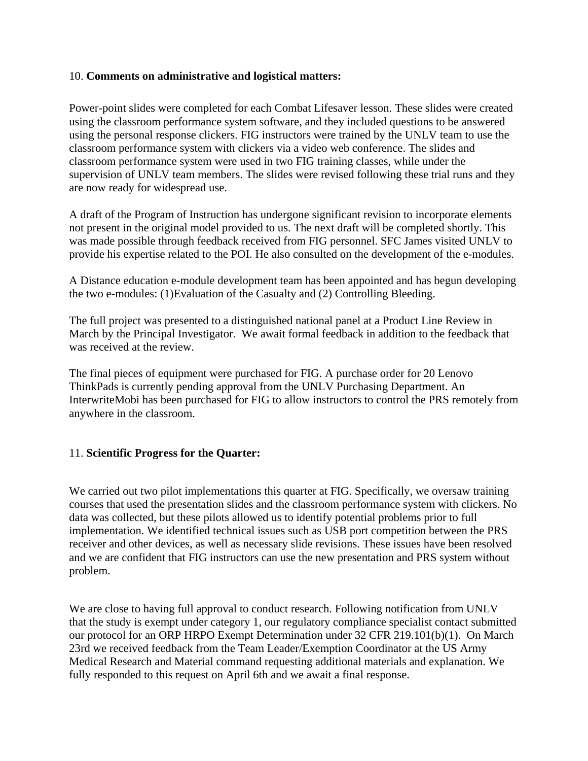10. **Comments on administrative and logistical matters:**

Power-point slides were completed for each Combat Lifesaver lesson. These slides were created using the classroom performance system software, and they included questions to be answered using the personal response clickers. FIG instructors were trained by the UNLV team to use the classroom performance system with clickers via a video web conference. The slides and classroom performance system were used in two FIG training classes, while under the supervision of UNLV team members. The slides were revised following these trial runs and they are now ready for widespread use.

A draft of the Program of Instruction has undergone significant revision to incorporate elements not present in the original model provided to us. The next draft will be completed shortly. This was made possible through feedback received from FIG personnel. SFC James visited UNLV to provide his expertise related to the POI. He also consulted on the development of the e-modules.

A Distance education e-module development team has been appointed and has begun developing the two e-modules: (1)Evaluation of the Casualty and (2) Controlling Bleeding.

The full project was presented to a distinguished national panel at a Product Line Review in March by the Principal Investigator. We await formal feedback in addition to the feedback that was received at the review.

The final pieces of equipment were purchased for FIG. A purchase order for 20 Lenovo ThinkPads is currently pending approval from the UNLV Purchasing Department. An InterwriteMobi has been purchased for FIG to allow instructors to control the PRS remotely from anywhere in the classroom.

11. **Scientific Progress for the Quarter:**

We carried out two pilot implementations this quarter at FIG. Specifically, we oversaw training courses that used the presentation slides and the classroom performance system with clickers. No data was collected, but these pilots allowed us to identify potential problems prior to full implementation. We identified technical issues such as USB port competition between the PRS receiver and other devices, as well as necessary slide revisions. These issues have been resolved and we are confident that FIG instructors can use the new presentation and PRS system without problem.

We are close to having full approval to conduct research. Following notification from UNLV that the study is exempt under category 1, our regulatory compliance specialist contact submitted our protocol for an ORP HRPO Exempt Determination under 32 CFR 219.101(b)(1). On March 23rd we received feedback from the Team Leader/Exemption Coordinator at the US Army Medical Research and Material command requesting additional materials and explanation. We fully responded to this request on April 6th and we await a final response.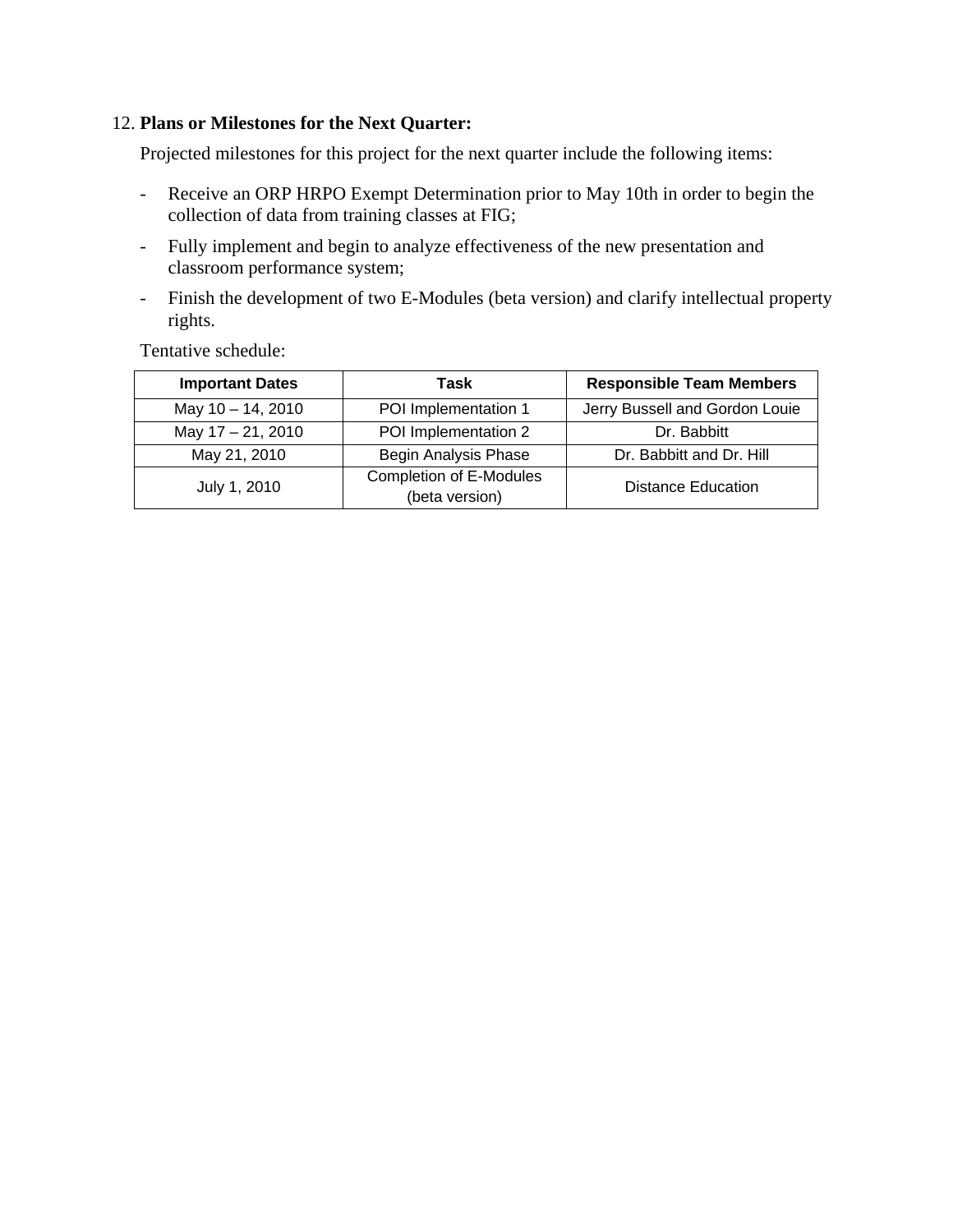12. **Plans or Milestones for the Next Quarter:**

Projected milestones for this project for the next quarter include the following items:

- Receive an ORP HRPO Exempt Determination prior to May 10th in order to begin the collection of data from training classes at FIG;
- Fully implement and begin to analyze effectiveness of the new presentation and classroom performance system;
- Finish the development of two E-Modules (beta version) and clarify intellectual property rights.

Tentative schedule:

| Important Dates | Task | Responsible Team Members |
|---|---|---|
| May 10 – 14, 2010 | POI Implementation 1 | Jerry Bussell and Gordon Louie |
| May 17 – 21, 2010 | POI Implementation 2 | Dr. Babbitt |
| May 21, 2010 | Begin Analysis Phase | Dr. Babbitt and Dr. Hill |
| July 1, 2010 | Completion of E-Modules (beta version) | Distance Education |